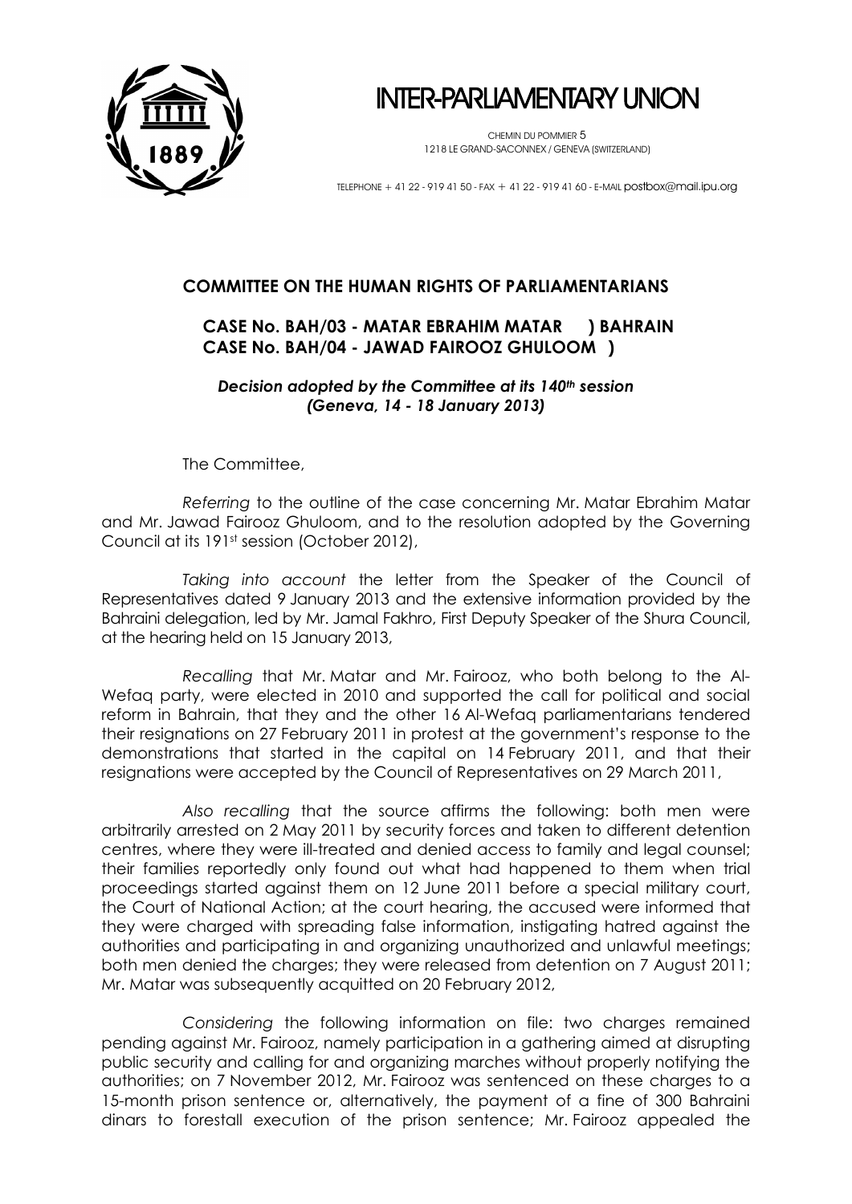# INTER-PARLIAMENTARY UNION

CHEMIN DU POMMIER 5
1218 LE GRAND-SACONNEX / GENEVA (SWITZERLAND)

TELEPHONE + 41 22 - 919 41 50 - FAX + 41 22 - 919 41 60 - E-MAIL postbox@mail.ipu.org

## COMMITTEE ON THE HUMAN RIGHTS OF PARLIAMENTARIANS

### CASE No. BAH/03 - MATAR EBRAHIM MATAR ) BAHRAIN
### CASE No. BAH/04 - JAWAD FAIROOZ GHULOOM )

***Decision adopted by the Committee at its 140th session (Geneva, 14 - 18 January 2013)***

The Committee,

*Referring* to the outline of the case concerning Mr. Matar Ebrahim Matar and Mr. Jawad Fairooz Ghuloom, and to the resolution adopted by the Governing Council at its 191st session (October 2012),

*Taking into account* the letter from the Speaker of the Council of Representatives dated 9 January 2013 and the extensive information provided by the Bahraini delegation, led by Mr. Jamal Fakhro, First Deputy Speaker of the Shura Council, at the hearing held on 15 January 2013,

*Recalling* that Mr. Matar and Mr. Fairooz, who both belong to the Al-Wefaq party, were elected in 2010 and supported the call for political and social reform in Bahrain, that they and the other 16 Al-Wefaq parliamentarians tendered their resignations on 27 February 2011 in protest at the government's response to the demonstrations that started in the capital on 14 February 2011, and that their resignations were accepted by the Council of Representatives on 29 March 2011,

*Also recalling* that the source affirms the following: both men were arbitrarily arrested on 2 May 2011 by security forces and taken to different detention centres, where they were ill-treated and denied access to family and legal counsel; their families reportedly only found out what had happened to them when trial proceedings started against them on 12 June 2011 before a special military court, the Court of National Action; at the court hearing, the accused were informed that they were charged with spreading false information, instigating hatred against the authorities and participating in and organizing unauthorized and unlawful meetings; both men denied the charges; they were released from detention on 7 August 2011; Mr. Matar was subsequently acquitted on 20 February 2012,

*Considering* the following information on file: two charges remained pending against Mr. Fairooz, namely participation in a gathering aimed at disrupting public security and calling for and organizing marches without properly notifying the authorities; on 7 November 2012, Mr. Fairooz was sentenced on these charges to a 15-month prison sentence or, alternatively, the payment of a fine of 300 Bahraini dinars to forestall execution of the prison sentence; Mr. Fairooz appealed the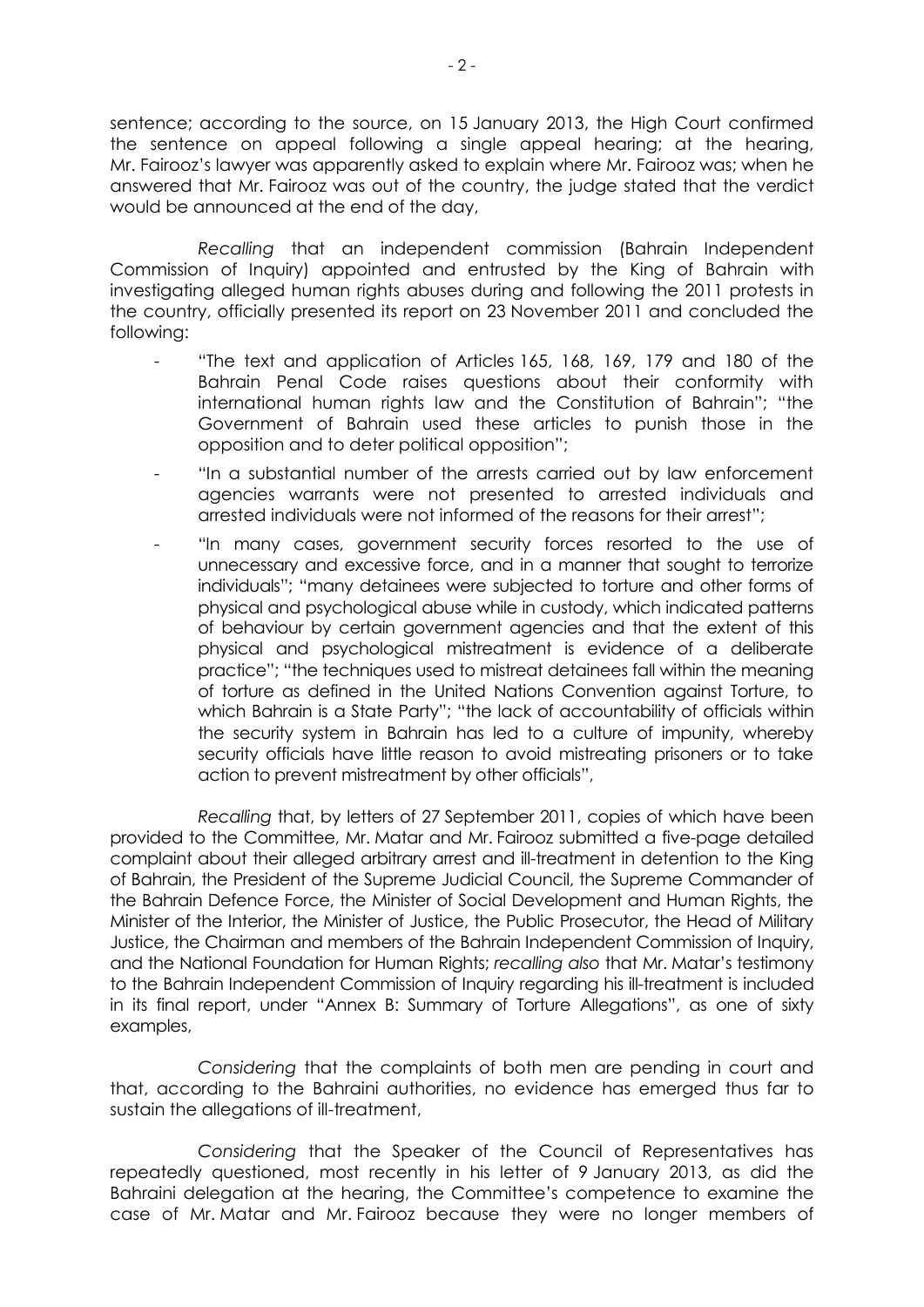sentence; according to the source, on 15 January 2013, the High Court confirmed the sentence on appeal following a single appeal hearing; at the hearing, Mr. Fairooz's lawyer was apparently asked to explain where Mr. Fairooz was; when he answered that Mr. Fairooz was out of the country, the judge stated that the verdict would be announced at the end of the day,

*Recalling* that an independent commission (Bahrain Independent Commission of Inquiry) appointed and entrusted by the King of Bahrain with investigating alleged human rights abuses during and following the 2011 protests in the country, officially presented its report on 23 November 2011 and concluded the following:

- "The text and application of Articles 165, 168, 169, 179 and 180 of the Bahrain Penal Code raises questions about their conformity with international human rights law and the Constitution of Bahrain"; "the Government of Bahrain used these articles to punish those in the opposition and to deter political opposition";
- "In a substantial number of the arrests carried out by law enforcement agencies warrants were not presented to arrested individuals and arrested individuals were not informed of the reasons for their arrest";
- "In many cases, government security forces resorted to the use of unnecessary and excessive force, and in a manner that sought to terrorize individuals"; "many detainees were subjected to torture and other forms of physical and psychological abuse while in custody, which indicated patterns of behaviour by certain government agencies and that the extent of this physical and psychological mistreatment is evidence of a deliberate practice"; "the techniques used to mistreat detainees fall within the meaning of torture as defined in the United Nations Convention against Torture, to which Bahrain is a State Party"; "the lack of accountability of officials within the security system in Bahrain has led to a culture of impunity, whereby security officials have little reason to avoid mistreating prisoners or to take action to prevent mistreatment by other officials",

*Recalling* that, by letters of 27 September 2011, copies of which have been provided to the Committee, Mr. Matar and Mr. Fairooz submitted a five-page detailed complaint about their alleged arbitrary arrest and ill-treatment in detention to the King of Bahrain, the President of the Supreme Judicial Council, the Supreme Commander of the Bahrain Defence Force, the Minister of Social Development and Human Rights, the Minister of the Interior, the Minister of Justice, the Public Prosecutor, the Head of Military Justice, the Chairman and members of the Bahrain Independent Commission of Inquiry, and the National Foundation for Human Rights; *recalling also* that Mr. Matar's testimony to the Bahrain Independent Commission of Inquiry regarding his ill-treatment is included in its final report, under "Annex B: Summary of Torture Allegations", as one of sixty examples,

*Considering* that the complaints of both men are pending in court and that, according to the Bahraini authorities, no evidence has emerged thus far to sustain the allegations of ill-treatment,

*Considering* that the Speaker of the Council of Representatives has repeatedly questioned, most recently in his letter of 9 January 2013, as did the Bahraini delegation at the hearing, the Committee's competence to examine the case of Mr. Matar and Mr. Fairooz because they were no longer members of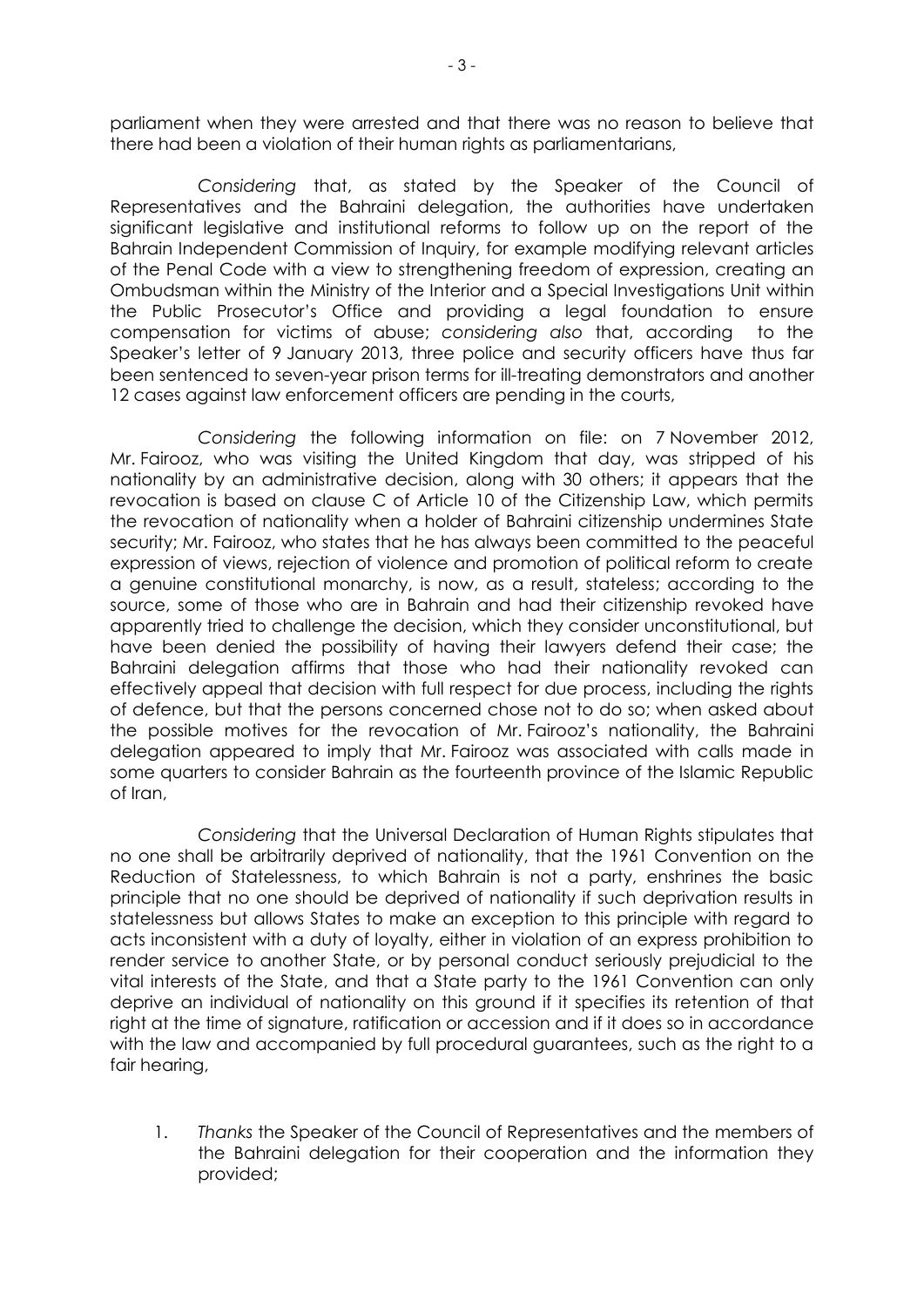parliament when they were arrested and that there was no reason to believe that there had been a violation of their human rights as parliamentarians,

*Considering* that, as stated by the Speaker of the Council of Representatives and the Bahraini delegation, the authorities have undertaken significant legislative and institutional reforms to follow up on the report of the Bahrain Independent Commission of Inquiry, for example modifying relevant articles of the Penal Code with a view to strengthening freedom of expression, creating an Ombudsman within the Ministry of the Interior and a Special Investigations Unit within the Public Prosecutor's Office and providing a legal foundation to ensure compensation for victims of abuse; *considering also* that, according to the Speaker's letter of 9 January 2013, three police and security officers have thus far been sentenced to seven-year prison terms for ill-treating demonstrators and another 12 cases against law enforcement officers are pending in the courts,

*Considering* the following information on file: on 7 November 2012, Mr. Fairooz, who was visiting the United Kingdom that day, was stripped of his nationality by an administrative decision, along with 30 others; it appears that the revocation is based on clause C of Article 10 of the Citizenship Law, which permits the revocation of nationality when a holder of Bahraini citizenship undermines State security; Mr. Fairooz, who states that he has always been committed to the peaceful expression of views, rejection of violence and promotion of political reform to create a genuine constitutional monarchy, is now, as a result, stateless; according to the source, some of those who are in Bahrain and had their citizenship revoked have apparently tried to challenge the decision, which they consider unconstitutional, but have been denied the possibility of having their lawyers defend their case; the Bahraini delegation affirms that those who had their nationality revoked can effectively appeal that decision with full respect for due process, including the rights of defence, but that the persons concerned chose not to do so; when asked about the possible motives for the revocation of Mr. Fairooz's nationality, the Bahraini delegation appeared to imply that Mr. Fairooz was associated with calls made in some quarters to consider Bahrain as the fourteenth province of the Islamic Republic of Iran,

*Considering* that the Universal Declaration of Human Rights stipulates that no one shall be arbitrarily deprived of nationality, that the 1961 Convention on the Reduction of Statelessness, to which Bahrain is not a party, enshrines the basic principle that no one should be deprived of nationality if such deprivation results in statelessness but allows States to make an exception to this principle with regard to acts inconsistent with a duty of loyalty, either in violation of an express prohibition to render service to another State, or by personal conduct seriously prejudicial to the vital interests of the State, and that a State party to the 1961 Convention can only deprive an individual of nationality on this ground if it specifies its retention of that right at the time of signature, ratification or accession and if it does so in accordance with the law and accompanied by full procedural guarantees, such as the right to a fair hearing,

1. *Thanks* the Speaker of the Council of Representatives and the members of the Bahraini delegation for their cooperation and the information they provided;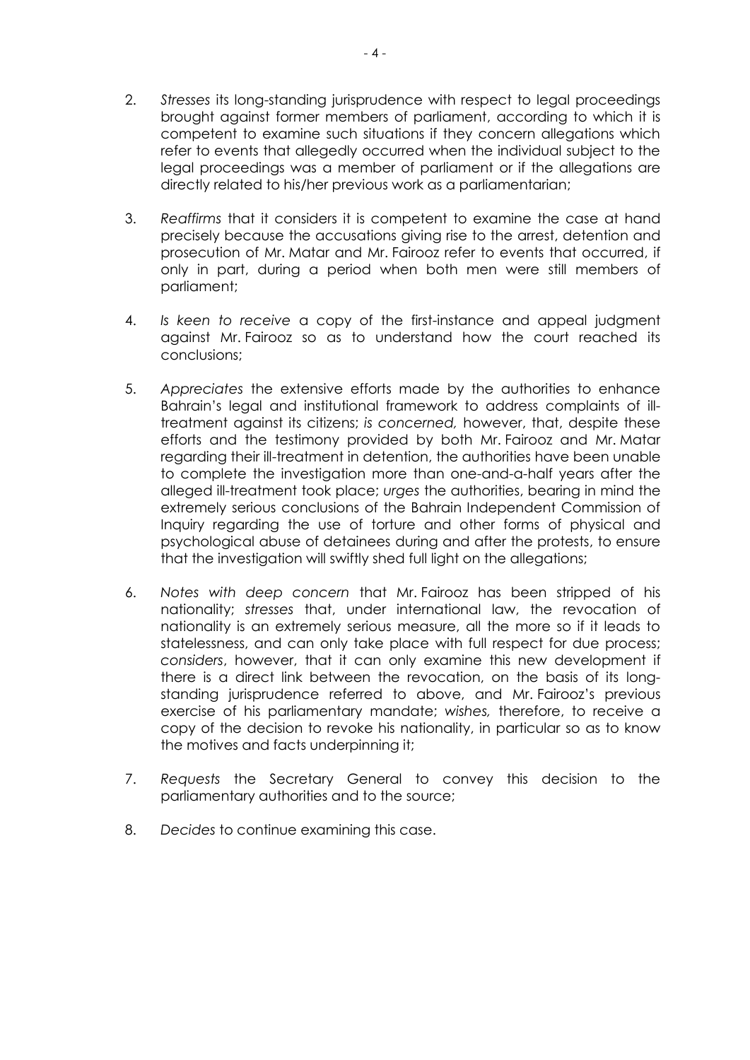2. *Stresses* its long-standing jurisprudence with respect to legal proceedings brought against former members of parliament, according to which it is competent to examine such situations if they concern allegations which refer to events that allegedly occurred when the individual subject to the legal proceedings was a member of parliament or if the allegations are directly related to his/her previous work as a parliamentarian;

3. *Reaffirms* that it considers it is competent to examine the case at hand precisely because the accusations giving rise to the arrest, detention and prosecution of Mr. Matar and Mr. Fairooz refer to events that occurred, if only in part, during a period when both men were still members of parliament;

4. *Is keen to receive* a copy of the first-instance and appeal judgment against Mr. Fairooz so as to understand how the court reached its conclusions;

5. *Appreciates* the extensive efforts made by the authorities to enhance Bahrain's legal and institutional framework to address complaints of ill-treatment against its citizens; *is concerned,* however, that, despite these efforts and the testimony provided by both Mr. Fairooz and Mr. Matar regarding their ill-treatment in detention, the authorities have been unable to complete the investigation more than one-and-a-half years after the alleged ill-treatment took place; *urges* the authorities, bearing in mind the extremely serious conclusions of the Bahrain Independent Commission of Inquiry regarding the use of torture and other forms of physical and psychological abuse of detainees during and after the protests, to ensure that the investigation will swiftly shed full light on the allegations;

6. *Notes with deep concern* that Mr. Fairooz has been stripped of his nationality; *stresses* that, under international law, the revocation of nationality is an extremely serious measure, all the more so if it leads to statelessness, and can only take place with full respect for due process; *considers*, however, that it can only examine this new development if there is a direct link between the revocation, on the basis of its long-standing jurisprudence referred to above, and Mr. Fairooz's previous exercise of his parliamentary mandate; *wishes,* therefore, to receive a copy of the decision to revoke his nationality, in particular so as to know the motives and facts underpinning it;

7. *Requests* the Secretary General to convey this decision to the parliamentary authorities and to the source;

8. *Decides* to continue examining this case.